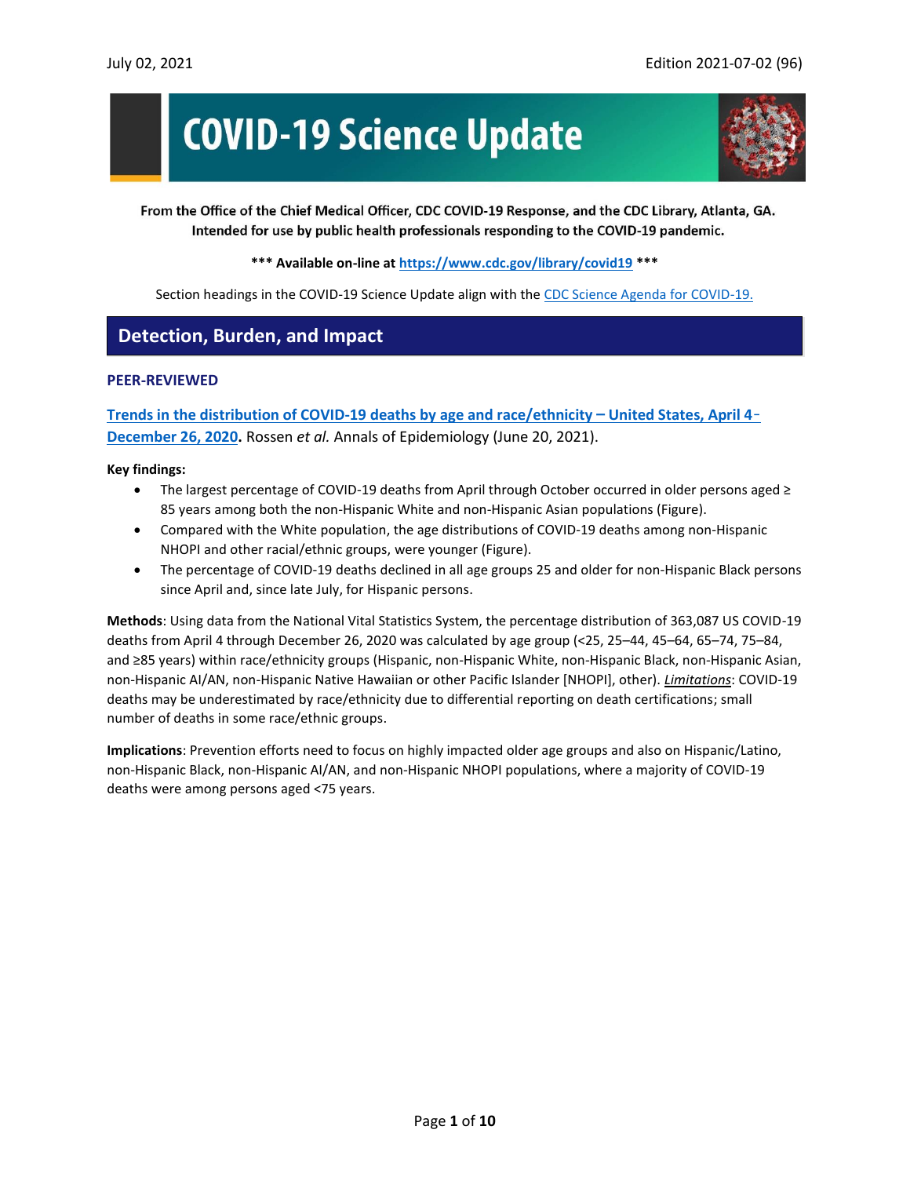July 02, 2021 Edition 2021-07-02 (96)

# COVID-19 Science Update

**From the Office of the Chief Medical Officer, CDC COVID-19 Response, and the CDC Library, Atlanta, GA. Intended for use by public health professionals responding to the COVID-19 pandemic.**

**\*\*\* Available on-line at [https://www.cdc.gov/library/covid19](https://www.cdc.gov/library/covid19) \*\*\***

Section headings in the COVID-19 Science Update align with the CDC Science Agenda for COVID-19.

## Detection, Burden, and Impact

### PEER-REVIEWED

**Trends in the distribution of COVID-19 deaths by age and race/ethnicity – United States, April 4–December 26, 2020.** Rossen *et al.* Annals of Epidemiology (June 20, 2021).

**Key findings:**

- The largest percentage of COVID-19 deaths from April through October occurred in older persons aged ≥ 85 years among both the non-Hispanic White and non-Hispanic Asian populations (Figure).
- Compared with the White population, the age distributions of COVID-19 deaths among non-Hispanic NHOPI and other racial/ethnic groups, were younger (Figure).
- The percentage of COVID-19 deaths declined in all age groups 25 and older for non-Hispanic Black persons since April and, since late July, for Hispanic persons.

**Methods**: Using data from the National Vital Statistics System, the percentage distribution of 363,087 US COVID-19 deaths from April 4 through December 26, 2020 was calculated by age group (<25, 25–44, 45–64, 65–74, 75–84, and ≥85 years) within race/ethnicity groups (Hispanic, non-Hispanic White, non-Hispanic Black, non-Hispanic Asian, non-Hispanic AI/AN, non-Hispanic Native Hawaiian or other Pacific Islander [NHOPI], other). ***Limitations***: COVID-19 deaths may be underestimated by race/ethnicity due to differential reporting on death certifications; small number of deaths in some race/ethnic groups.

**Implications**: Prevention efforts need to focus on highly impacted older age groups and also on Hispanic/Latino, non-Hispanic Black, non-Hispanic AI/AN, and non-Hispanic NHOPI populations, where a majority of COVID-19 deaths were among persons aged <75 years.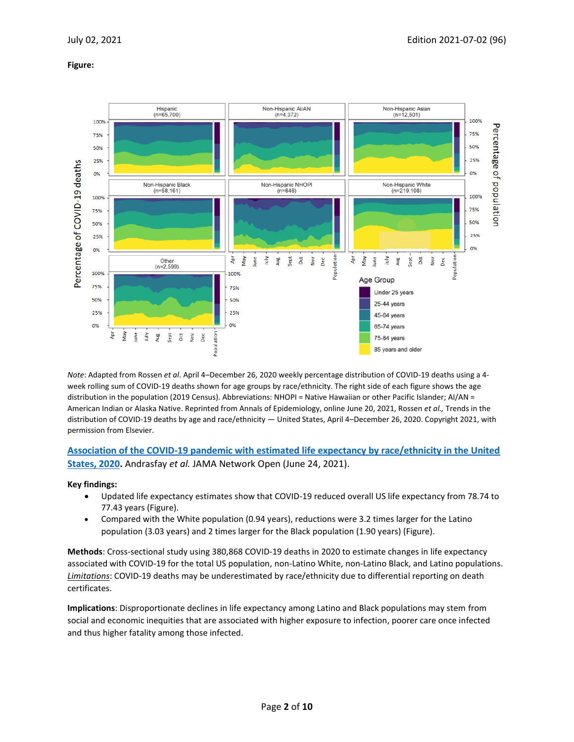**Figure:**

*Note*: Adapted from Rossen *et al*. April 4–December 26, 2020 weekly percentage distribution of COVID-19 deaths using a 4-week rolling sum of COVID-19 deaths shown for age groups by race/ethnicity. The right side of each figure shows the age distribution in the population (2019 Census). Abbreviations: NHOPI = Native Hawaiian or other Pacific Islander; AI/AN = American Indian or Alaska Native. Reprinted from Annals of Epidemiology, online June 20, 2021, Rossen *et al.,* Trends in the distribution of COVID-19 deaths by age and race/ethnicity — United States, April 4–December 26, 2020. Copyright 2021, with permission from Elsevier.

**Association of the COVID-19 pandemic with estimated life expectancy by race/ethnicity in the United States, 2020.** Andrasfay *et al.* JAMA Network Open (June 24, 2021).

**Key findings:**

- Updated life expectancy estimates show that COVID-19 reduced overall US life expectancy from 78.74 to 77.43 years (Figure).
- Compared with the White population (0.94 years), reductions were 3.2 times larger for the Latino population (3.03 years) and 2 times larger for the Black population (1.90 years) (Figure).

**Methods**: Cross-sectional study using 380,868 COVID-19 deaths in 2020 to estimate changes in life expectancy associated with COVID-19 for the total US population, non-Latino White, non-Latino Black, and Latino populations. *Limitations*: COVID-19 deaths may be underestimated by race/ethnicity due to differential reporting on death certificates.

**Implications**: Disproportionate declines in life expectancy among Latino and Black populations may stem from social and economic inequities that are associated with higher exposure to infection, poorer care once infected and thus higher fatality among those infected.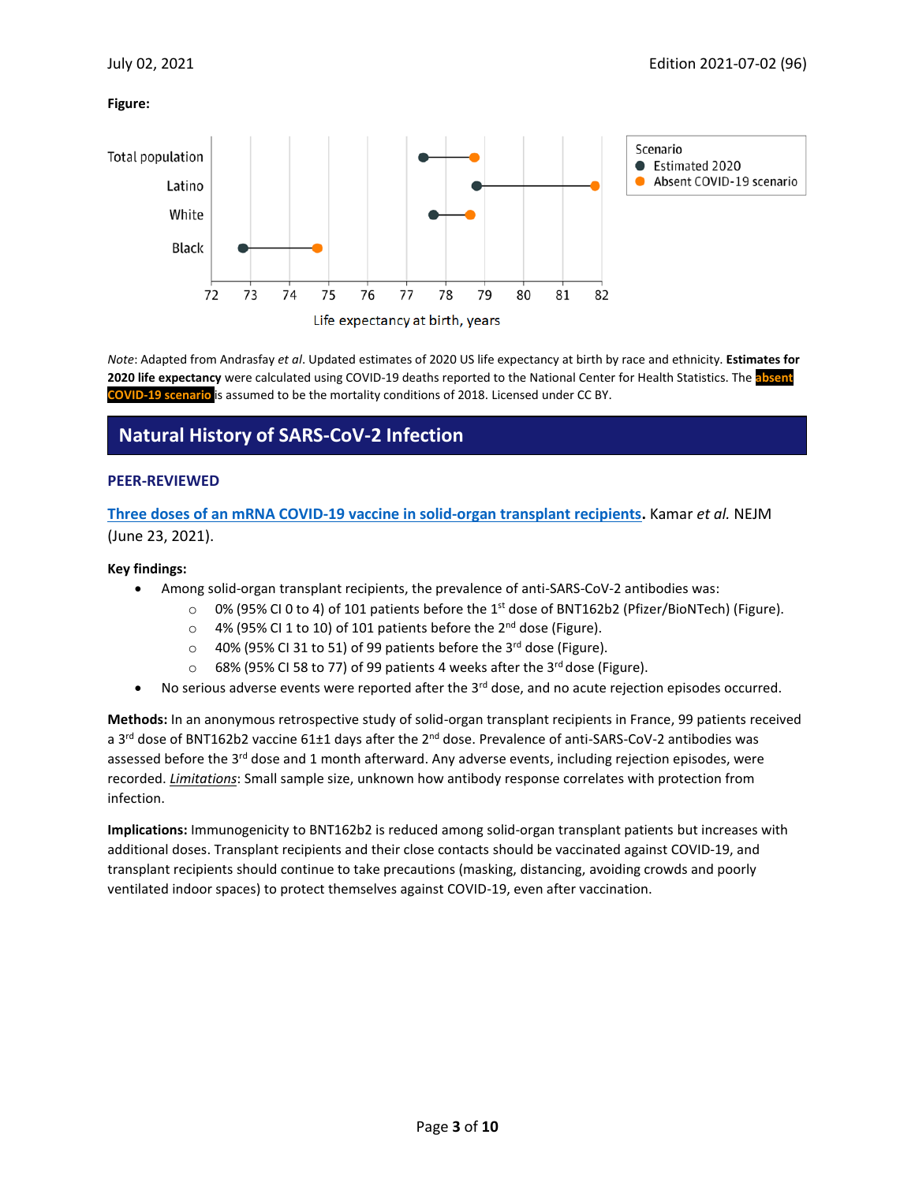**Figure:**

Total population
Latino
White
Black

72 73 74 75 76 77 78 79 80 81 82

Life expectancy at birth, years

Scenario
Estimated 2020
Absent COVID-19 scenario

*Note*: Adapted from Andrasfay *et al*. Updated estimates of 2020 US life expectancy at birth by race and ethnicity. **Estimates for 2020 life expectancy** were calculated using COVID-19 deaths reported to the National Center for Health Statistics. The **absent COVID-19 scenario** is assumed to be the mortality conditions of 2018. Licensed under CC BY.

## Natural History of SARS-CoV-2 Infection

### PEER-REVIEWED

**Three doses of an mRNA COVID-19 vaccine in solid-organ transplant recipients.** Kamar *et al.* NEJM (June 23, 2021).

**Key findings:**

- Among solid-organ transplant recipients, the prevalence of anti-SARS-CoV-2 antibodies was:
  - 0% (95% CI 0 to 4) of 101 patients before the 1st dose of BNT162b2 (Pfizer/BioNTech) (Figure).
  - 4% (95% CI 1 to 10) of 101 patients before the 2nd dose (Figure).
  - 40% (95% CI 31 to 51) of 99 patients before the 3rd dose (Figure).
  - 68% (95% CI 58 to 77) of 99 patients 4 weeks after the 3rd dose (Figure).
- No serious adverse events were reported after the 3rd dose, and no acute rejection episodes occurred.

**Methods:** In an anonymous retrospective study of solid-organ transplant recipients in France, 99 patients received a 3rd dose of BNT162b2 vaccine 61±1 days after the 2nd dose. Prevalence of anti-SARS-CoV-2 antibodies was assessed before the 3rd dose and 1 month afterward. Any adverse events, including rejection episodes, were recorded. *Limitations*: Small sample size, unknown how antibody response correlates with protection from infection.

**Implications:** Immunogenicity to BNT162b2 is reduced among solid-organ transplant patients but increases with additional doses. Transplant recipients and their close contacts should be vaccinated against COVID-19, and transplant recipients should continue to take precautions (masking, distancing, avoiding crowds and poorly ventilated indoor spaces) to protect themselves against COVID-19, even after vaccination.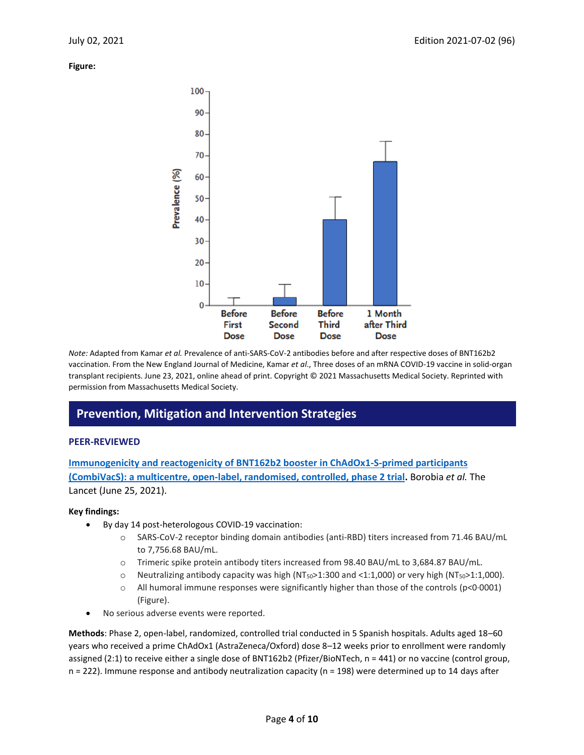**Figure:**

*Note:* Adapted from Kamar *et al.* Prevalence of anti-SARS-CoV-2 antibodies before and after respective doses of BNT162b2 vaccination. From the New England Journal of Medicine, Kamar *et al*., Three doses of an mRNA COVID-19 vaccine in solid-organ transplant recipients. June 23, 2021, online ahead of print. Copyright © 2021 Massachusetts Medical Society. Reprinted with permission from Massachusetts Medical Society.

## Prevention, Mitigation and Intervention Strategies

### PEER-REVIEWED

**Immunogenicity and reactogenicity of BNT162b2 booster in ChAdOx1-S-primed participants (CombiVacS): a multicentre, open-label, randomised, controlled, phase 2 trial.** Borobia *et al.* The Lancet (June 25, 2021).

**Key findings:**

- By day 14 post-heterologous COVID-19 vaccination:
  - SARS-CoV-2 receptor binding domain antibodies (anti-RBD) titers increased from 71.46 BAU/mL to 7,756.68 BAU/mL.
  - Trimeric spike protein antibody titers increased from 98.40 BAU/mL to 3,684.87 BAU/mL.
  - Neutralizing antibody capacity was high ($NT_{50}$>1:300 and <1:1,000) or very high ($NT_{50}$>1:1,000).
  - All humoral immune responses were significantly higher than those of the controls ($p<0{\cdot}0001$) (Figure).
- No serious adverse events were reported.

**Methods**: Phase 2, open-label, randomized, controlled trial conducted in 5 Spanish hospitals. Adults aged 18–60 years who received a prime ChAdOx1 (AstraZeneca/Oxford) dose 8–12 weeks prior to enrollment were randomly assigned (2:1) to receive either a single dose of BNT162b2 (Pfizer/BioNTech, n = 441) or no vaccine (control group, n = 222). Immune response and antibody neutralization capacity (n = 198) were determined up to 14 days after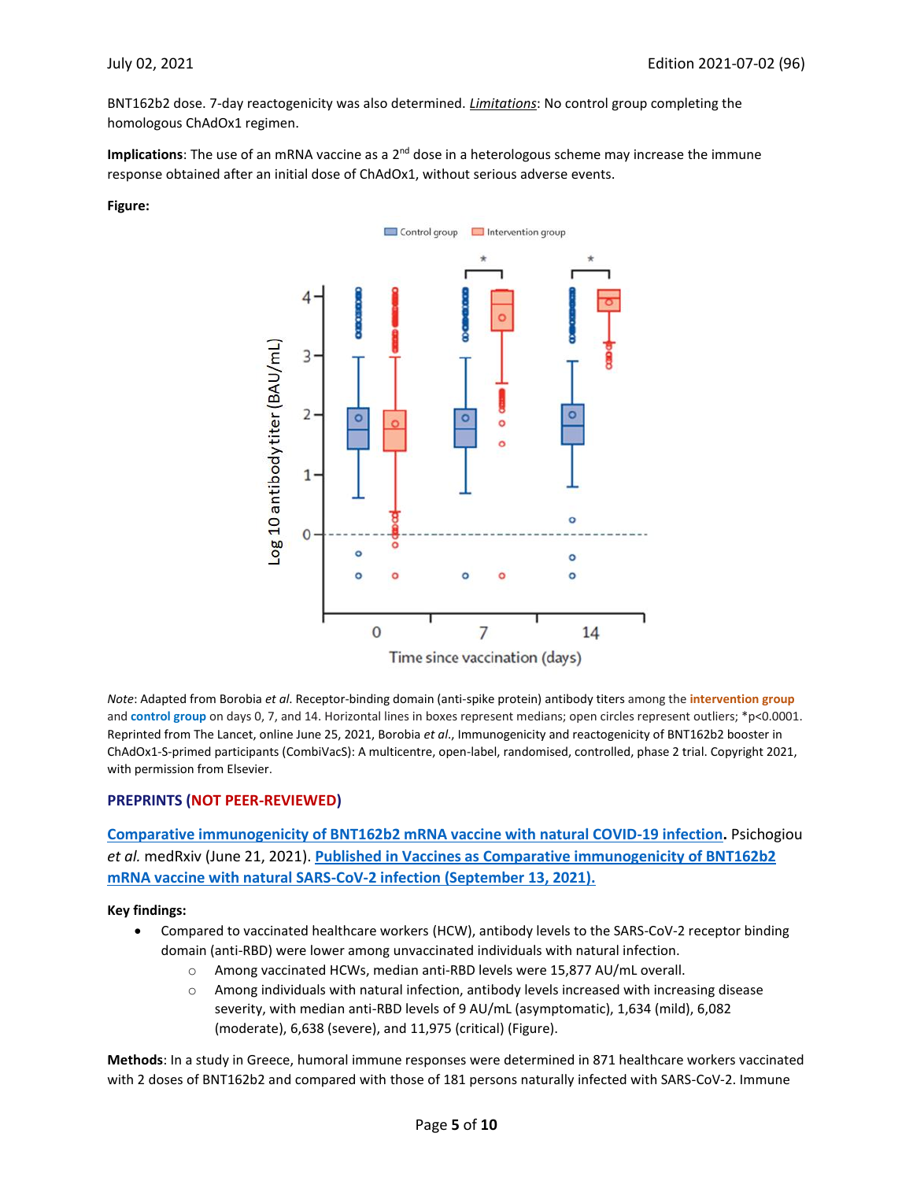BNT162b2 dose. 7-day reactogenicity was also determined. ***Limitations***: No control group completing the homologous ChAdOx1 regimen.

**Implications**: The use of an mRNA vaccine as a 2nd dose in a heterologous scheme may increase the immune response obtained after an initial dose of ChAdOx1, without serious adverse events.

**Figure:**

*Note*: Adapted from Borobia *et al*. Receptor-binding domain (anti-spike protein) antibody titers among the **intervention group** and **control group** on days 0, 7, and 14. Horizontal lines in boxes represent medians; open circles represent outliers; *p<0.0001. Reprinted from The Lancet, online June 25, 2021, Borobia *et al*., Immunogenicity and reactogenicity of BNT162b2 booster in ChAdOx1-S-primed participants (CombiVacS): A multicentre, open-label, randomised, controlled, phase 2 trial. Copyright 2021, with permission from Elsevier.

## PREPRINTS (NOT PEER-REVIEWED)

**Comparative immunogenicity of BNT162b2 mRNA vaccine with natural COVID-19 infection.** Psichogiou *et al.* medRxiv (June 21, 2021). **Published in Vaccines as Comparative immunogenicity of BNT162b2 mRNA vaccine with natural SARS-CoV-2 infection (September 13, 2021).**

**Key findings:**

- Compared to vaccinated healthcare workers (HCW), antibody levels to the SARS-CoV-2 receptor binding domain (anti-RBD) were lower among unvaccinated individuals with natural infection.
  - Among vaccinated HCWs, median anti-RBD levels were 15,877 AU/mL overall.
  - Among individuals with natural infection, antibody levels increased with increasing disease severity, with median anti-RBD levels of 9 AU/mL (asymptomatic), 1,634 (mild), 6,082 (moderate), 6,638 (severe), and 11,975 (critical) (Figure).

**Methods**: In a study in Greece, humoral immune responses were determined in 871 healthcare workers vaccinated with 2 doses of BNT162b2 and compared with those of 181 persons naturally infected with SARS-CoV-2. Immune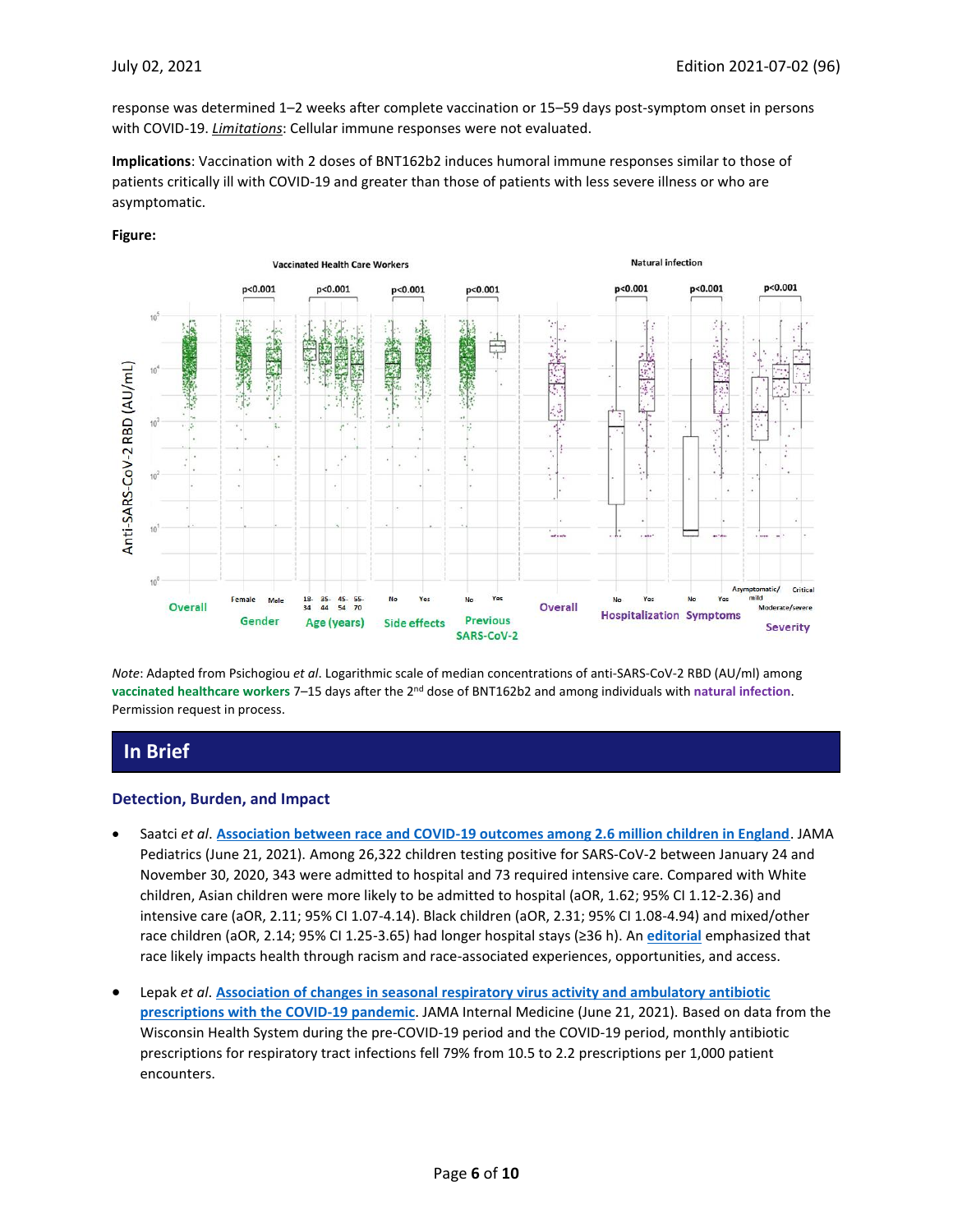response was determined 1–2 weeks after complete vaccination or 15–59 days post-symptom onset in persons with COVID-19. *Limitations*: Cellular immune responses were not evaluated.

**Implications**: Vaccination with 2 doses of BNT162b2 induces humoral immune responses similar to those of patients critically ill with COVID-19 and greater than those of patients with less severe illness or who are asymptomatic.

**Figure:**

*Note*: Adapted from Psichogiou *et al*. Logarithmic scale of median concentrations of anti-SARS-CoV-2 RBD (AU/ml) among **vaccinated healthcare workers** 7–15 days after the 2nd dose of BNT162b2 and among individuals with **natural infection**. Permission request in process.

## In Brief

### Detection, Burden, and Impact

- Saatci *et al*. **Association between race and COVID-19 outcomes among 2.6 million children in England**. JAMA Pediatrics (June 21, 2021). Among 26,322 children testing positive for SARS-CoV-2 between January 24 and November 30, 2020, 343 were admitted to hospital and 73 required intensive care. Compared with White children, Asian children were more likely to be admitted to hospital (aOR, 1.62; 95% CI 1.12-2.36) and intensive care (aOR, 2.11; 95% CI 1.07-4.14). Black children (aOR, 2.31; 95% CI 1.08-4.94) and mixed/other race children (aOR, 2.14; 95% CI 1.25-3.65) had longer hospital stays (≥36 h). An **editorial** emphasized that race likely impacts health through racism and race-associated experiences, opportunities, and access.

- Lepak *et al*. **Association of changes in seasonal respiratory virus activity and ambulatory antibiotic prescriptions with the COVID-19 pandemic**. JAMA Internal Medicine (June 21, 2021). Based on data from the Wisconsin Health System during the pre-COVID-19 period and the COVID-19 period, monthly antibiotic prescriptions for respiratory tract infections fell 79% from 10.5 to 2.2 prescriptions per 1,000 patient encounters.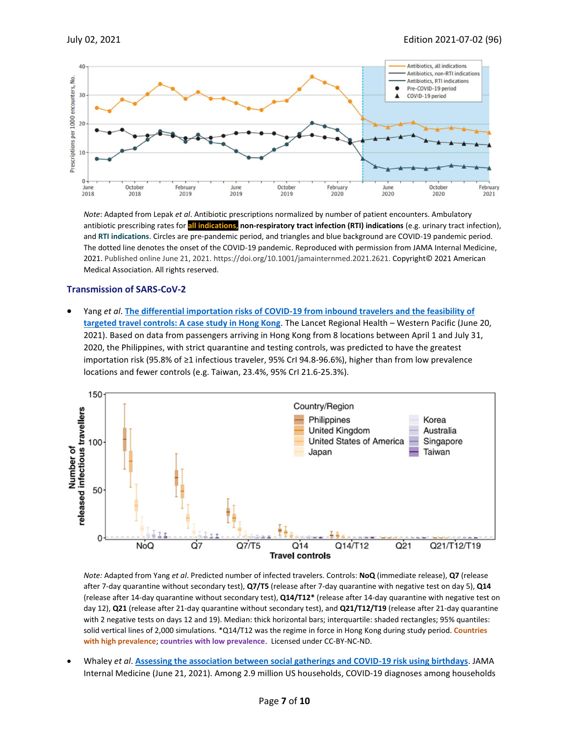*Note*: Adapted from Lepak *et al*. Antibiotic prescriptions normalized by number of patient encounters. Ambulatory antibiotic prescribing rates for **all indications, non-respiratory tract infection (RTI) indications** (e.g. urinary tract infection), and **RTI indications**. Circles are pre-pandemic period, and triangles and blue background are COVID-19 pandemic period. The dotted line denotes the onset of the COVID-19 pandemic. Reproduced with permission from JAMA Internal Medicine, 2021. Published online June 21, 2021. https://doi.org/10.1001/jamainternmed.2021.2621. Copyright© 2021 American Medical Association. All rights reserved.

## Transmission of SARS-CoV-2

- Yang *et al*. [The differential importation risks of COVID-19 from inbound travelers and the feasibility of targeted travel controls: A case study in Hong Kong](). The Lancet Regional Health – Western Pacific (June 20, 2021). Based on data from passengers arriving in Hong Kong from 8 locations between April 1 and July 31, 2020, the Philippines, with strict quarantine and testing controls, was predicted to have the greatest importation risk (95.8% of ≥1 infectious traveler, 95% CrI 94.8-96.6%), higher than from low prevalence locations and fewer controls (e.g. Taiwan, 23.4%, 95% CrI 21.6-25.3%).

*Note:* Adapted from Yang *et al*. Predicted number of infected travelers. Controls: **NoQ** (immediate release), **Q7** (release after 7-day quarantine without secondary test), **Q7/T5** (release after 7-day quarantine with negative test on day 5), **Q14** (release after 14-day quarantine without secondary test), **Q14/T12\*** (release after 14-day quarantine with negative test on day 12), **Q21** (release after 21-day quarantine without secondary test), and **Q21/T12/T19** (release after 21-day quarantine with 2 negative tests on days 12 and 19). Median: thick horizontal bars; interquartile: shaded rectangles; 95% quantiles: solid vertical lines of 2,000 simulations. *Q14/T12 was the regime in force in Hong Kong during study period. **Countries with high prevalence**; **countries with low prevalence**. Licensed under CC-BY-NC-ND.

- Whaley *et al*. [Assessing the association between social gatherings and COVID-19 risk using birthdays](). JAMA Internal Medicine (June 21, 2021). Among 2.9 million US households, COVID-19 diagnoses among households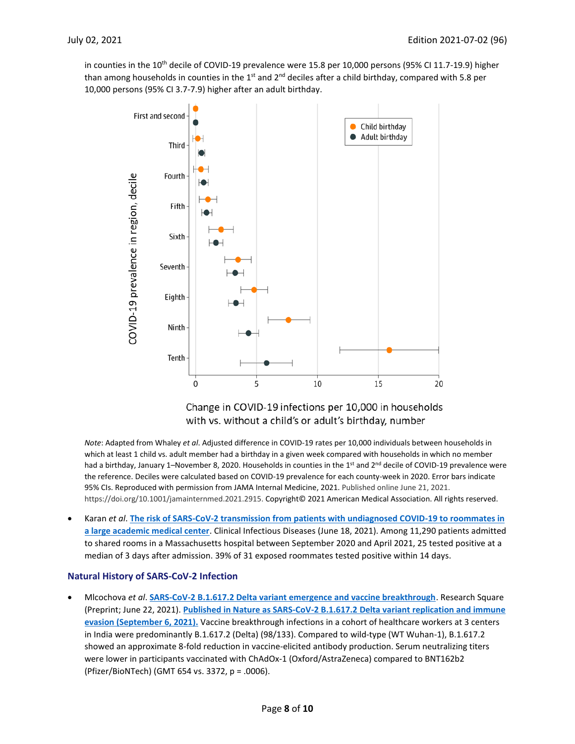in counties in the 10th decile of COVID-19 prevalence were 15.8 per 10,000 persons (95% CI 11.7-19.9) higher than among households in counties in the 1st and 2nd deciles after a child birthday, compared with 5.8 per 10,000 persons (95% CI 3.7-7.9) higher after an adult birthday.

*Note*: Adapted from Whaley *et al*. Adjusted difference in COVID-19 rates per 10,000 individuals between households in which at least 1 child vs. adult member had a birthday in a given week compared with households in which no member had a birthday, January 1–November 8, 2020. Households in counties in the 1st and 2nd decile of COVID-19 prevalence were the reference. Deciles were calculated based on COVID-19 prevalence for each county-week in 2020. Error bars indicate 95% CIs. Reproduced with permission from JAMA Internal Medicine, 2021. Published online June 21, 2021. https://doi.org/10.1001/jamainternmed.2021.2915. Copyright© 2021 American Medical Association. All rights reserved.

- Karan *et al*. **The risk of SARS-CoV-2 transmission from patients with undiagnosed COVID-19 to roommates in a large academic medical center**. Clinical Infectious Diseases (June 18, 2021). Among 11,290 patients admitted to shared rooms in a Massachusetts hospital between September 2020 and April 2021, 25 tested positive at a median of 3 days after admission. 39% of 31 exposed roommates tested positive within 14 days.

## Natural History of SARS-CoV-2 Infection

- Mlcochova *et al*. **SARS-CoV-2 B.1.617.2 Delta variant emergence and vaccine breakthrough**. Research Square (Preprint; June 22, 2021). **Published in Nature as SARS-CoV-2 B.1.617.2 Delta variant replication and immune evasion (September 6, 2021).** Vaccine breakthrough infections in a cohort of healthcare workers at 3 centers in India were predominantly B.1.617.2 (Delta) (98/133). Compared to wild-type (WT Wuhan-1), B.1.617.2 showed an approximate 8-fold reduction in vaccine-elicited antibody production. Serum neutralizing titers were lower in participants vaccinated with ChAdOx-1 (Oxford/AstraZeneca) compared to BNT162b2 (Pfizer/BioNTech) (GMT 654 vs. 3372, p = .0006).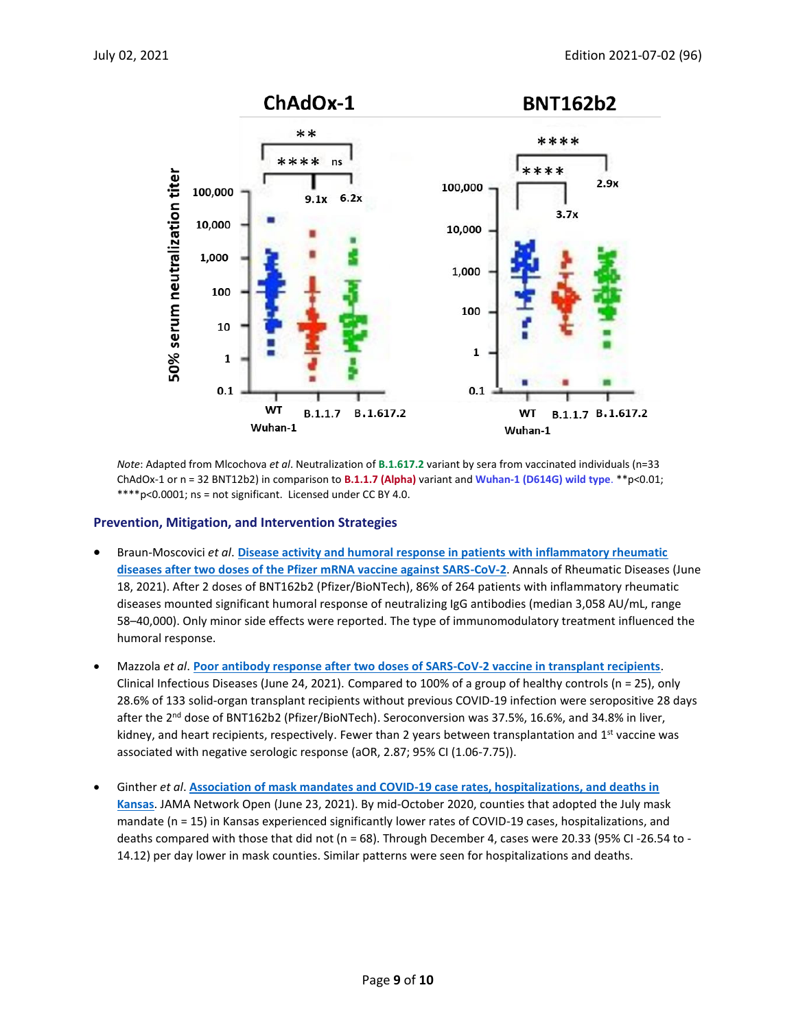*Note*: Adapted from Mlcochova *et al*. Neutralization of **B.1.617.2** variant by sera from vaccinated individuals (n=33 ChAdOx-1 or n = 32 BNT12b2) in comparison to **B.1.1.7 (Alpha)** variant and **Wuhan-1 (D614G) wild type**. **p<0.01; ****p<0.0001; ns = not significant. Licensed under CC BY 4.0.

## Prevention, Mitigation, and Intervention Strategies

- Braun-Moscovici *et al*. **Disease activity and humoral response in patients with inflammatory rheumatic diseases after two doses of the Pfizer mRNA vaccine against SARS-CoV-2**. Annals of Rheumatic Diseases (June 18, 2021). After 2 doses of BNT162b2 (Pfizer/BioNTech), 86% of 264 patients with inflammatory rheumatic diseases mounted significant humoral response of neutralizing IgG antibodies (median 3,058 AU/mL, range 58–40,000). Only minor side effects were reported. The type of immunomodulatory treatment influenced the humoral response.

- Mazzola *et al*. **Poor antibody response after two doses of SARS-CoV-2 vaccine in transplant recipients**. Clinical Infectious Diseases (June 24, 2021). Compared to 100% of a group of healthy controls (n = 25), only 28.6% of 133 solid-organ transplant recipients without previous COVID-19 infection were seropositive 28 days after the 2nd dose of BNT162b2 (Pfizer/BioNTech). Seroconversion was 37.5%, 16.6%, and 34.8% in liver, kidney, and heart recipients, respectively. Fewer than 2 years between transplantation and 1st vaccine was associated with negative serologic response (aOR, 2.87; 95% CI (1.06-7.75)).

- Ginther *et al*. **Association of mask mandates and COVID-19 case rates, hospitalizations, and deaths in Kansas**. JAMA Network Open (June 23, 2021). By mid-October 2020, counties that adopted the July mask mandate (n = 15) in Kansas experienced significantly lower rates of COVID-19 cases, hospitalizations, and deaths compared with those that did not (n = 68). Through December 4, cases were 20.33 (95% CI -26.54 to -14.12) per day lower in mask counties. Similar patterns were seen for hospitalizations and deaths.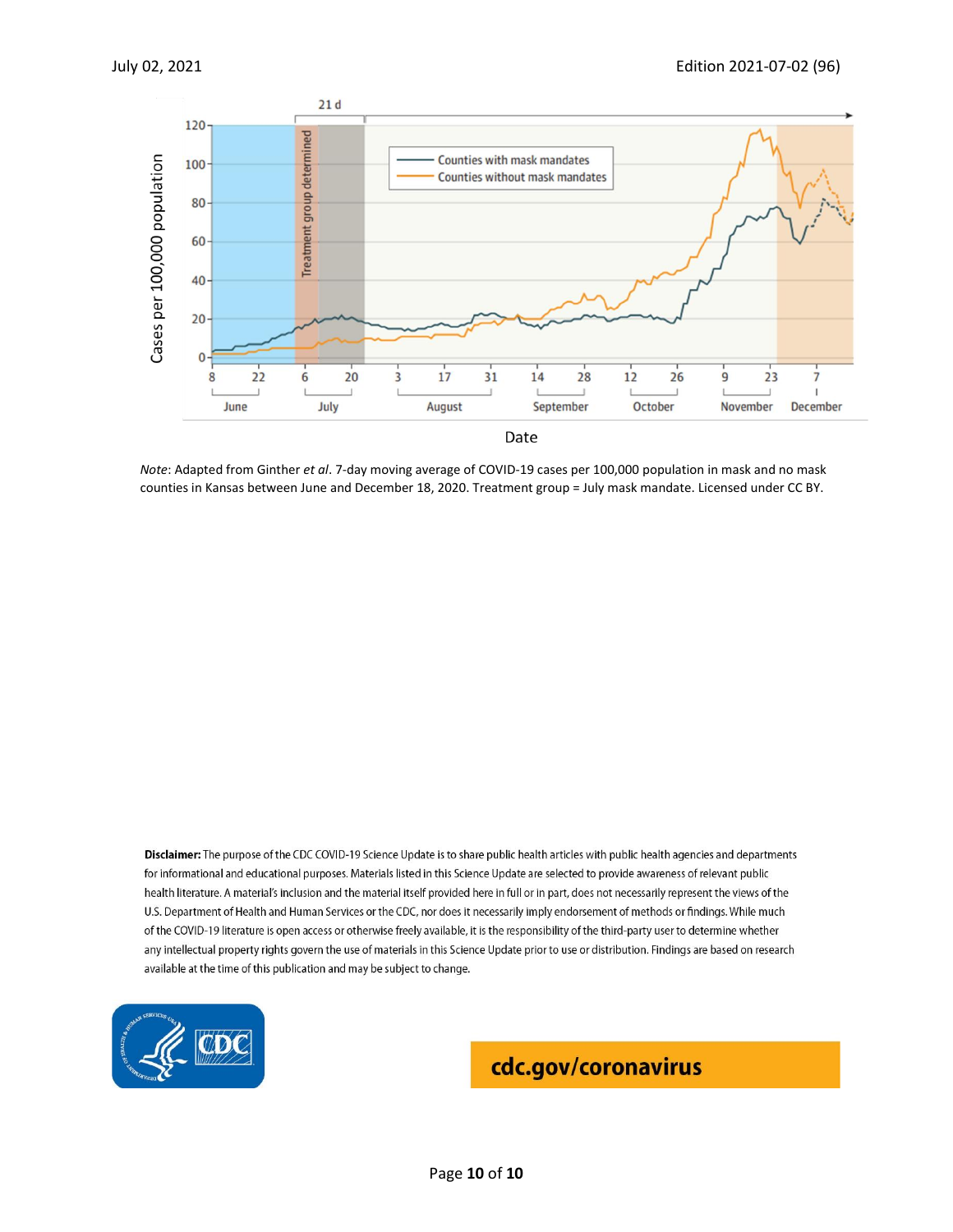21 d

Cases per 100,000 population

120
100
80
60
40
20
0

Treatment group determined

Counties with mask mandates
Counties without mask mandates

8 22 6 20 3 17 31 14 28 12 26 9 23 7

June July August September October November December

Date

*Note*: Adapted from Ginther *et al*. 7-day moving average of COVID-19 cases per 100,000 population in mask and no mask counties in Kansas between June and December 18, 2020. Treatment group = July mask mandate. Licensed under CC BY.

**Disclaimer:** The purpose of the CDC COVID-19 Science Update is to share public health articles with public health agencies and departments for informational and educational purposes. Materials listed in this Science Update are selected to provide awareness of relevant public health literature. A material's inclusion and the material itself provided here in full or in part, does not necessarily represent the views of the U.S. Department of Health and Human Services or the CDC, nor does it necessarily imply endorsement of methods or findings. While much of the COVID-19 literature is open access or otherwise freely available, it is the responsibility of the third-party user to determine whether any intellectual property rights govern the use of materials in this Science Update prior to use or distribution. Findings are based on research available at the time of this publication and may be subject to change.

cdc.gov/coronavirus